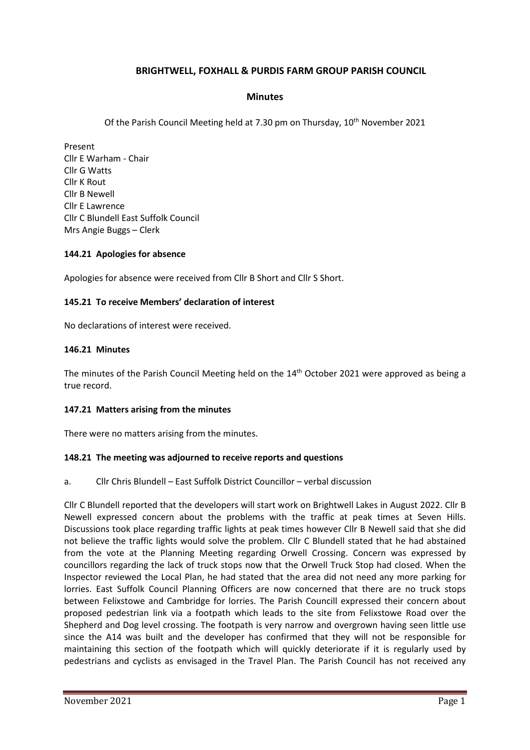**BRIGHTWELL, FOXHALL & PURDIS FARM GROUP PARISH COUNCIL**

**Minutes**

Of the Parish Council Meeting held at 7.30 pm on Thursday, 10th November 2021

Present
Cllr E Warham - Chair
Cllr G Watts
Cllr K Rout
Cllr B Newell
Cllr E Lawrence
Cllr C Blundell East Suffolk Council
Mrs Angie Buggs – Clerk

**144.21 Apologies for absence**

Apologies for absence were received from Cllr B Short and Cllr S Short.

**145.21 To receive Members' declaration of interest**

No declarations of interest were received.

**146.21 Minutes**

The minutes of the Parish Council Meeting held on the 14th October 2021 were approved as being a true record.

**147.21 Matters arising from the minutes**

There were no matters arising from the minutes.

**148.21 The meeting was adjourned to receive reports and questions**

a. Cllr Chris Blundell – East Suffolk District Councillor – verbal discussion

Cllr C Blundell reported that the developers will start work on Brightwell Lakes in August 2022. Cllr B Newell expressed concern about the problems with the traffic at peak times at Seven Hills. Discussions took place regarding traffic lights at peak times however Cllr B Newell said that she did not believe the traffic lights would solve the problem. Cllr C Blundell stated that he had abstained from the vote at the Planning Meeting regarding Orwell Crossing. Concern was expressed by councillors regarding the lack of truck stops now that the Orwell Truck Stop had closed. When the Inspector reviewed the Local Plan, he had stated that the area did not need any more parking for lorries. East Suffolk Council Planning Officers are now concerned that there are no truck stops between Felixstowe and Cambridge for lorries. The Parish Councill expressed their concern about proposed pedestrian link via a footpath which leads to the site from Felixstowe Road over the Shepherd and Dog level crossing. The footpath is very narrow and overgrown having seen little use since the A14 was built and the developer has confirmed that they will not be responsible for maintaining this section of the footpath which will quickly deteriorate if it is regularly used by pedestrians and cyclists as envisaged in the Travel Plan. The Parish Council has not received any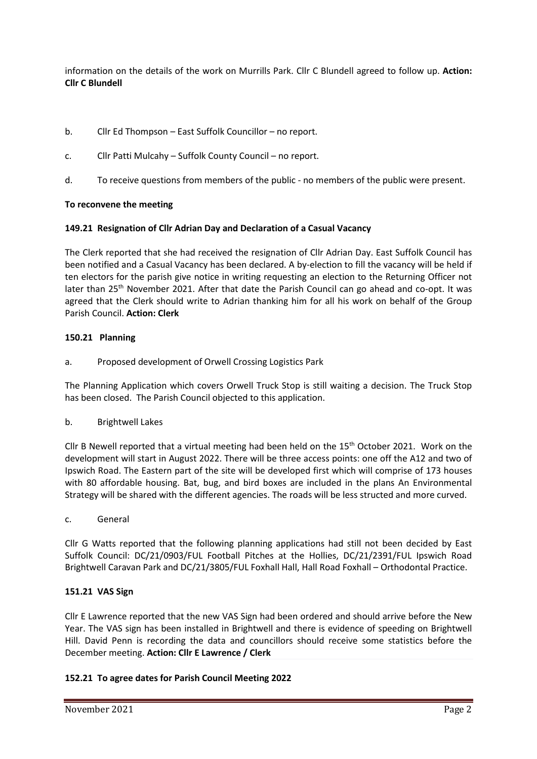information on the details of the work on Murrills Park. Cllr C Blundell agreed to follow up. **Action: Cllr C Blundell**

b. Cllr Ed Thompson – East Suffolk Councillor – no report.

c. Cllr Patti Mulcahy – Suffolk County Council – no report.

d. To receive questions from members of the public - no members of the public were present.

**To reconvene the meeting**

**149.21 Resignation of Cllr Adrian Day and Declaration of a Casual Vacancy**

The Clerk reported that she had received the resignation of Cllr Adrian Day. East Suffolk Council has been notified and a Casual Vacancy has been declared. A by-election to fill the vacancy will be held if ten electors for the parish give notice in writing requesting an election to the Returning Officer not later than 25th November 2021. After that date the Parish Council can go ahead and co-opt. It was agreed that the Clerk should write to Adrian thanking him for all his work on behalf of the Group Parish Council. **Action: Clerk**

**150.21 Planning**

a. Proposed development of Orwell Crossing Logistics Park

The Planning Application which covers Orwell Truck Stop is still waiting a decision. The Truck Stop has been closed. The Parish Council objected to this application.

b. Brightwell Lakes

Cllr B Newell reported that a virtual meeting had been held on the 15th October 2021. Work on the development will start in August 2022. There will be three access points: one off the A12 and two of Ipswich Road. The Eastern part of the site will be developed first which will comprise of 173 houses with 80 affordable housing. Bat, bug, and bird boxes are included in the plans An Environmental Strategy will be shared with the different agencies. The roads will be less structed and more curved.

c. General

Cllr G Watts reported that the following planning applications had still not been decided by East Suffolk Council: DC/21/0903/FUL Football Pitches at the Hollies, DC/21/2391/FUL Ipswich Road Brightwell Caravan Park and DC/21/3805/FUL Foxhall Hall, Hall Road Foxhall – Orthodontal Practice.

**151.21 VAS Sign**

Cllr E Lawrence reported that the new VAS Sign had been ordered and should arrive before the New Year. The VAS sign has been installed in Brightwell and there is evidence of speeding on Brightwell Hill. David Penn is recording the data and councillors should receive some statistics before the December meeting. **Action: Cllr E Lawrence / Clerk**

**152.21 To agree dates for Parish Council Meeting 2022**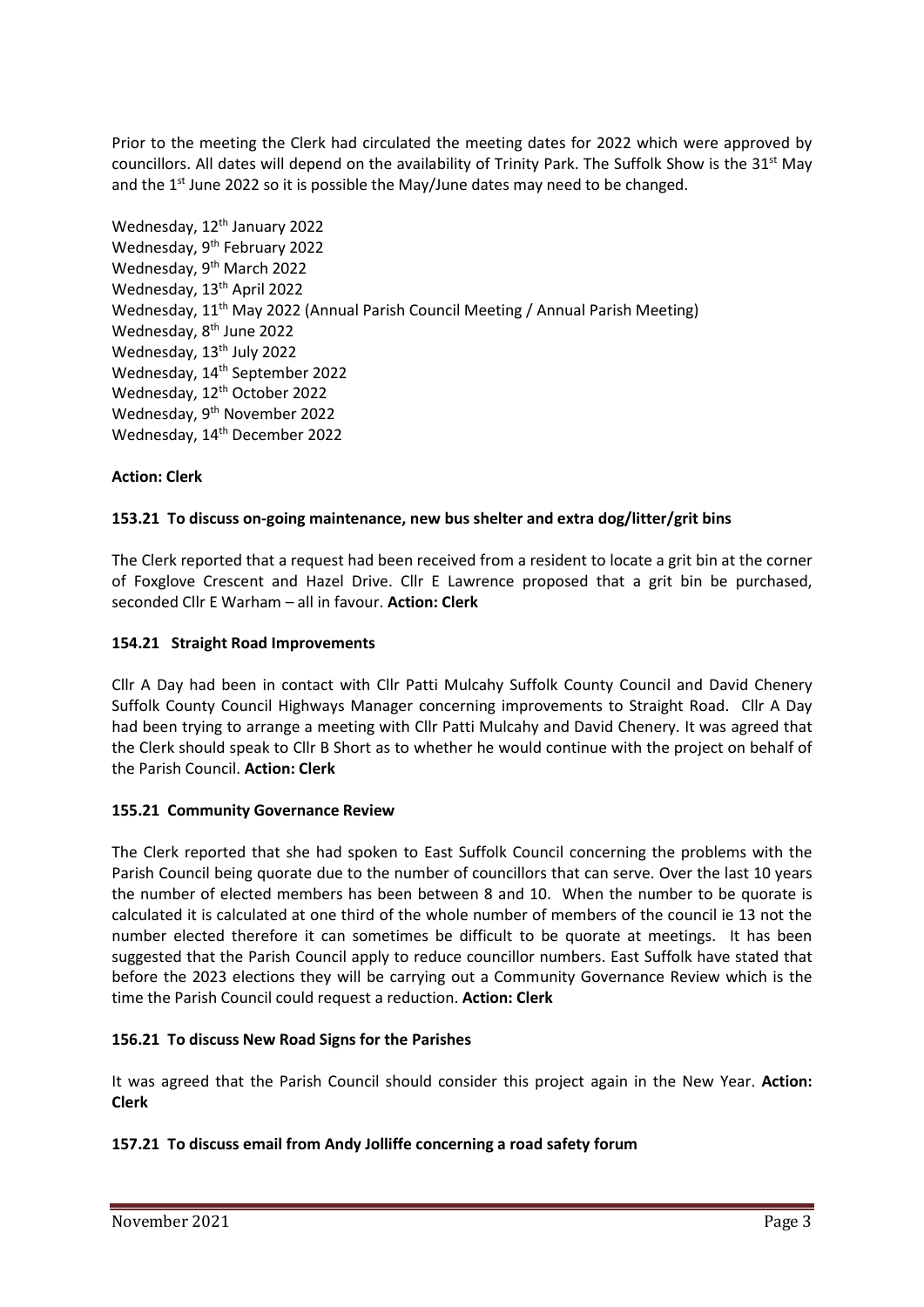Prior to the meeting the Clerk had circulated the meeting dates for 2022 which were approved by councillors. All dates will depend on the availability of Trinity Park. The Suffolk Show is the 31st May and the 1st June 2022 so it is possible the May/June dates may need to be changed.

Wednesday, 12th January 2022
Wednesday, 9th February 2022
Wednesday, 9th March 2022
Wednesday, 13th April 2022
Wednesday, 11th May 2022 (Annual Parish Council Meeting / Annual Parish Meeting)
Wednesday, 8th June 2022
Wednesday, 13th July 2022
Wednesday, 14th September 2022
Wednesday, 12th October 2022
Wednesday, 9th November 2022
Wednesday, 14th December 2022

**Action: Clerk**

### 153.21 To discuss on-going maintenance, new bus shelter and extra dog/litter/grit bins

The Clerk reported that a request had been received from a resident to locate a grit bin at the corner of Foxglove Crescent and Hazel Drive. Cllr E Lawrence proposed that a grit bin be purchased, seconded Cllr E Warham – all in favour. **Action: Clerk**

### 154.21 Straight Road Improvements

Cllr A Day had been in contact with Cllr Patti Mulcahy Suffolk County Council and David Chenery Suffolk County Council Highways Manager concerning improvements to Straight Road. Cllr A Day had been trying to arrange a meeting with Cllr Patti Mulcahy and David Chenery. It was agreed that the Clerk should speak to Cllr B Short as to whether he would continue with the project on behalf of the Parish Council. **Action: Clerk**

### 155.21 Community Governance Review

The Clerk reported that she had spoken to East Suffolk Council concerning the problems with the Parish Council being quorate due to the number of councillors that can serve. Over the last 10 years the number of elected members has been between 8 and 10. When the number to be quorate is calculated it is calculated at one third of the whole number of members of the council ie 13 not the number elected therefore it can sometimes be difficult to be quorate at meetings. It has been suggested that the Parish Council apply to reduce councillor numbers. East Suffolk have stated that before the 2023 elections they will be carrying out a Community Governance Review which is the time the Parish Council could request a reduction. **Action: Clerk**

### 156.21 To discuss New Road Signs for the Parishes

It was agreed that the Parish Council should consider this project again in the New Year. **Action: Clerk**

### 157.21 To discuss email from Andy Jolliffe concerning a road safety forum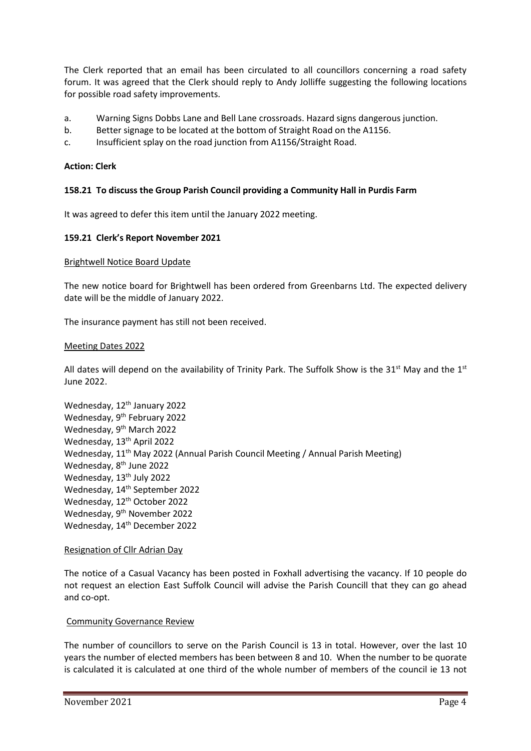The Clerk reported that an email has been circulated to all councillors concerning a road safety forum. It was agreed that the Clerk should reply to Andy Jolliffe suggesting the following locations for possible road safety improvements.

a. Warning Signs Dobbs Lane and Bell Lane crossroads. Hazard signs dangerous junction.
b. Better signage to be located at the bottom of Straight Road on the A1156.
c. Insufficient splay on the road junction from A1156/Straight Road.

**Action: Clerk**

**158.21 To discuss the Group Parish Council providing a Community Hall in Purdis Farm**

It was agreed to defer this item until the January 2022 meeting.

**159.21 Clerk's Report November 2021**

Brightwell Notice Board Update

The new notice board for Brightwell has been ordered from Greenbarns Ltd. The expected delivery date will be the middle of January 2022.

The insurance payment has still not been received.

Meeting Dates 2022

All dates will depend on the availability of Trinity Park. The Suffolk Show is the 31st May and the 1st June 2022.

Wednesday, 12th January 2022
Wednesday, 9th February 2022
Wednesday, 9th March 2022
Wednesday, 13th April 2022
Wednesday, 11th May 2022 (Annual Parish Council Meeting / Annual Parish Meeting)
Wednesday, 8th June 2022
Wednesday, 13th July 2022
Wednesday, 14th September 2022
Wednesday, 12th October 2022
Wednesday, 9th November 2022
Wednesday, 14th December 2022

Resignation of Cllr Adrian Day

The notice of a Casual Vacancy has been posted in Foxhall advertising the vacancy. If 10 people do not request an election East Suffolk Council will advise the Parish Councill that they can go ahead and co-opt.

Community Governance Review

The number of councillors to serve on the Parish Council is 13 in total. However, over the last 10 years the number of elected members has been between 8 and 10. When the number to be quorate is calculated it is calculated at one third of the whole number of members of the council ie 13 not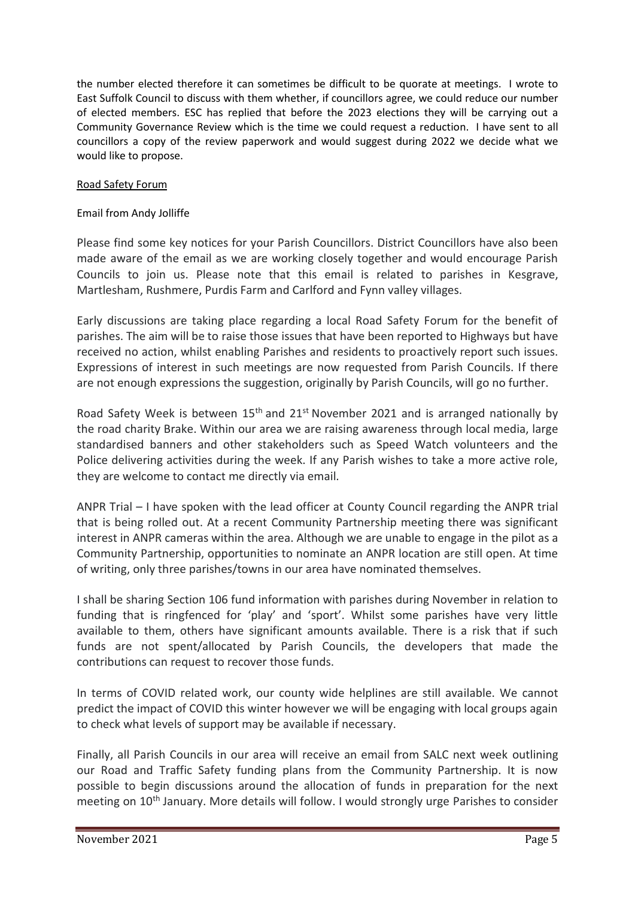the number elected therefore it can sometimes be difficult to be quorate at meetings. I wrote to East Suffolk Council to discuss with them whether, if councillors agree, we could reduce our number of elected members. ESC has replied that before the 2023 elections they will be carrying out a Community Governance Review which is the time we could request a reduction. I have sent to all councillors a copy of the review paperwork and would suggest during 2022 we decide what we would like to propose.

Road Safety Forum

Email from Andy Jolliffe

Please find some key notices for your Parish Councillors. District Councillors have also been made aware of the email as we are working closely together and would encourage Parish Councils to join us. Please note that this email is related to parishes in Kesgrave, Martlesham, Rushmere, Purdis Farm and Carlford and Fynn valley villages.

Early discussions are taking place regarding a local Road Safety Forum for the benefit of parishes. The aim will be to raise those issues that have been reported to Highways but have received no action, whilst enabling Parishes and residents to proactively report such issues. Expressions of interest in such meetings are now requested from Parish Councils. If there are not enough expressions the suggestion, originally by Parish Councils, will go no further.

Road Safety Week is between 15th and 21st November 2021 and is arranged nationally by the road charity Brake. Within our area we are raising awareness through local media, large standardised banners and other stakeholders such as Speed Watch volunteers and the Police delivering activities during the week. If any Parish wishes to take a more active role, they are welcome to contact me directly via email.

ANPR Trial – I have spoken with the lead officer at County Council regarding the ANPR trial that is being rolled out. At a recent Community Partnership meeting there was significant interest in ANPR cameras within the area. Although we are unable to engage in the pilot as a Community Partnership, opportunities to nominate an ANPR location are still open. At time of writing, only three parishes/towns in our area have nominated themselves.

I shall be sharing Section 106 fund information with parishes during November in relation to funding that is ringfenced for 'play' and 'sport'. Whilst some parishes have very little available to them, others have significant amounts available. There is a risk that if such funds are not spent/allocated by Parish Councils, the developers that made the contributions can request to recover those funds.

In terms of COVID related work, our county wide helplines are still available. We cannot predict the impact of COVID this winter however we will be engaging with local groups again to check what levels of support may be available if necessary.

Finally, all Parish Councils in our area will receive an email from SALC next week outlining our Road and Traffic Safety funding plans from the Community Partnership. It is now possible to begin discussions around the allocation of funds in preparation for the next meeting on 10th January. More details will follow. I would strongly urge Parishes to consider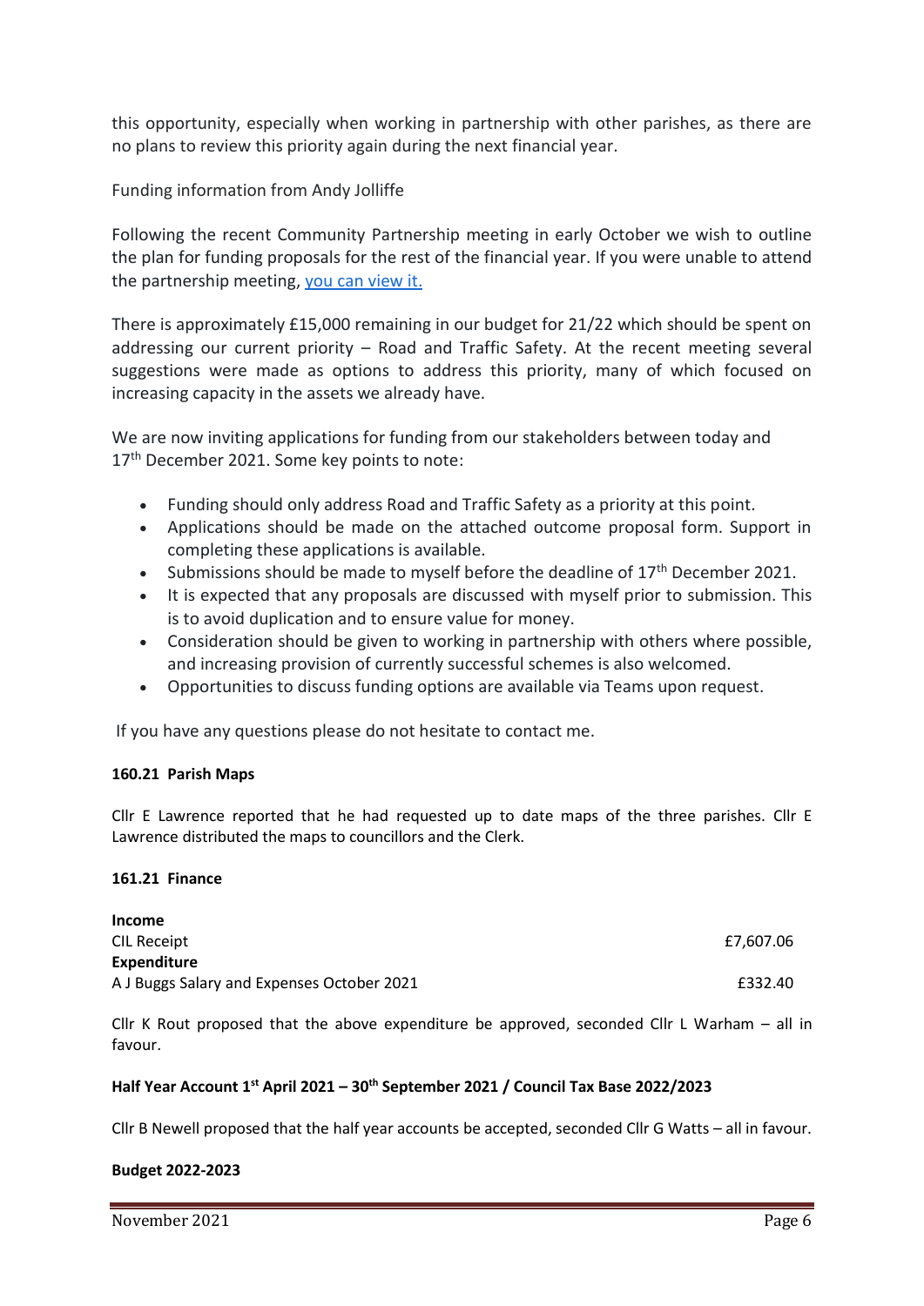this opportunity, especially when working in partnership with other parishes, as there are no plans to review this priority again during the next financial year.

Funding information from Andy Jolliffe

Following the recent Community Partnership meeting in early October we wish to outline the plan for funding proposals for the rest of the financial year. If you were unable to attend the partnership meeting, you can view it.

There is approximately £15,000 remaining in our budget for 21/22 which should be spent on addressing our current priority – Road and Traffic Safety. At the recent meeting several suggestions were made as options to address this priority, many of which focused on increasing capacity in the assets we already have.

We are now inviting applications for funding from our stakeholders between today and 17th December 2021. Some key points to note:

- Funding should only address Road and Traffic Safety as a priority at this point.
- Applications should be made on the attached outcome proposal form. Support in completing these applications is available.
- Submissions should be made to myself before the deadline of 17th December 2021.
- It is expected that any proposals are discussed with myself prior to submission. This is to avoid duplication and to ensure value for money.
- Consideration should be given to working in partnership with others where possible, and increasing provision of currently successful schemes is also welcomed.
- Opportunities to discuss funding options are available via Teams upon request.

If you have any questions please do not hesitate to contact me.

**160.21 Parish Maps**

Cllr E Lawrence reported that he had requested up to date maps of the three parishes. Cllr E Lawrence distributed the maps to councillors and the Clerk.

**161.21 Finance**

| | |
|---|---|
| **Income** | |
| CIL Receipt | £7,607.06 |
| **Expenditure** | |
| A J Buggs Salary and Expenses October 2021 | £332.40 |

Cllr K Rout proposed that the above expenditure be approved, seconded Cllr L Warham – all in favour.

**Half Year Account 1st April 2021 – 30th September 2021 / Council Tax Base 2022/2023**

Cllr B Newell proposed that the half year accounts be accepted, seconded Cllr G Watts – all in favour.

**Budget 2022-2023**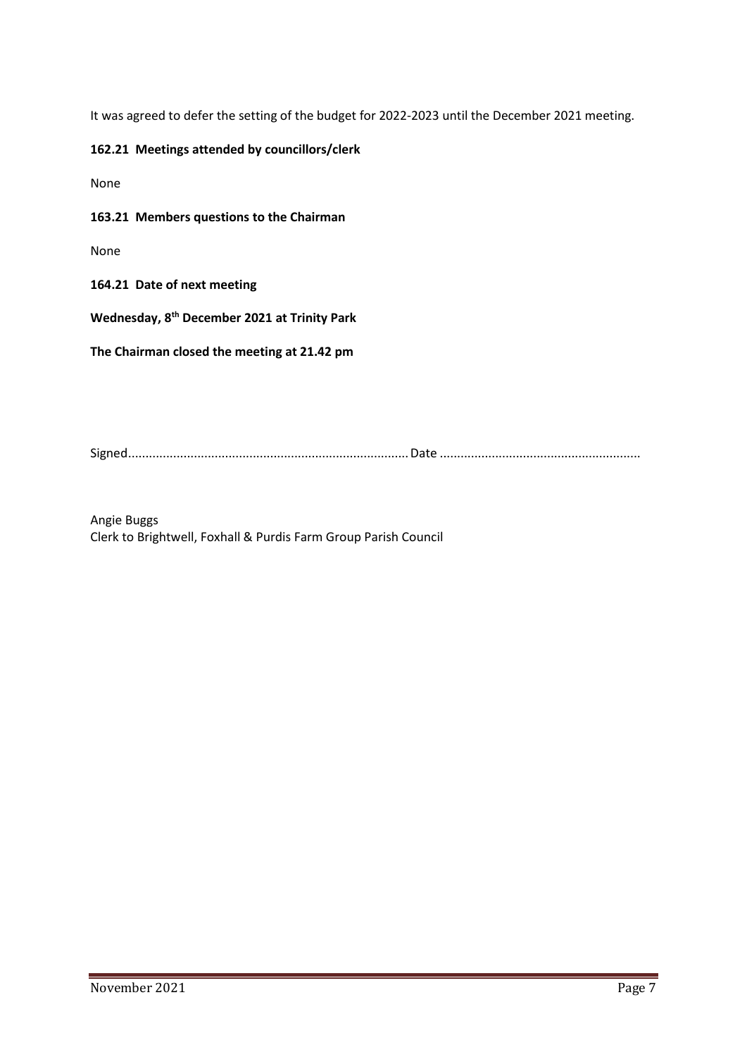It was agreed to defer the setting of the budget for 2022-2023 until the December 2021 meeting.

**162.21 Meetings attended by councillors/clerk**

None

**163.21 Members questions to the Chairman**

None

**164.21 Date of next meeting**

**Wednesday, 8th December 2021 at Trinity Park**

**The Chairman closed the meeting at 21.42 pm**

Signed................................................................................ Date .........................................................

Angie Buggs
Clerk to Brightwell, Foxhall & Purdis Farm Group Parish Council